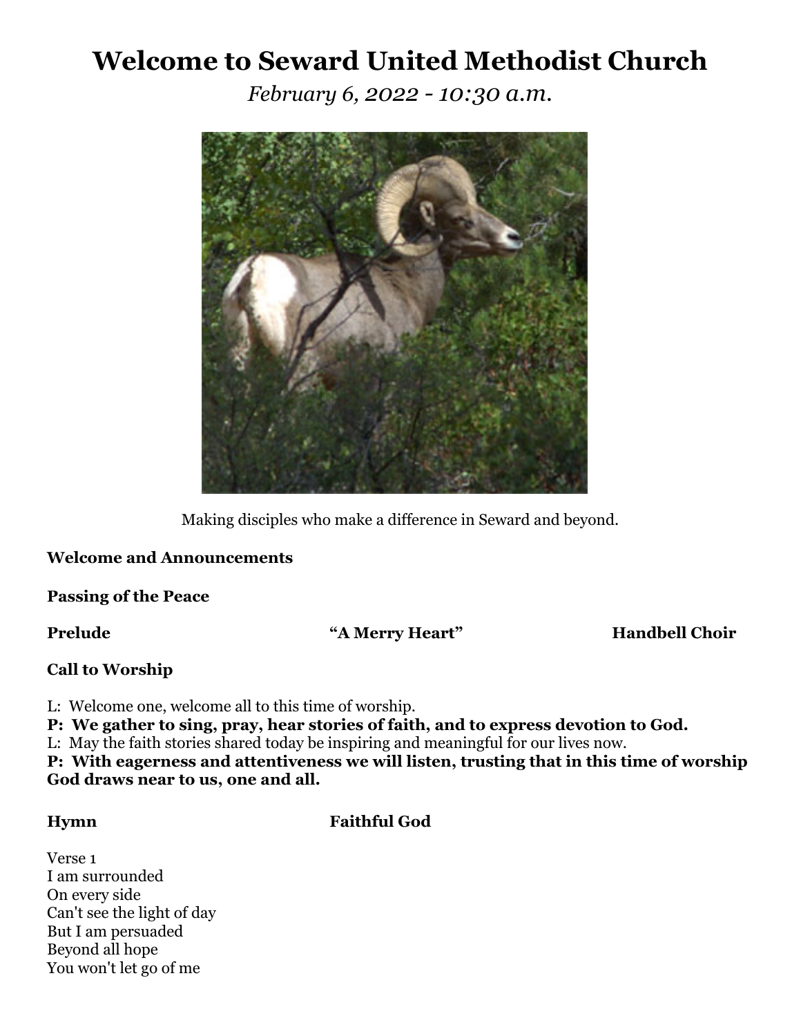# Welcome to Seward United Methodist Church

*February 6, 2022 - 10:30 a.m.*

Making disciples who make a difference in Seward and beyond.

**Welcome and Announcements**

**Passing of the Peace**

**Prelude** **"A Merry Heart"** **Handbell Choir**

**Call to Worship**

L: Welcome one, welcome all to this time of worship.
**P: We gather to sing, pray, hear stories of faith, and to express devotion to God.**
L: May the faith stories shared today be inspiring and meaningful for our lives now.
**P: With eagerness and attentiveness we will listen, trusting that in this time of worship God draws near to us, one and all.**

**Hymn** **Faithful God**

Verse 1
I am surrounded
On every side
Can't see the light of day
But I am persuaded
Beyond all hope
You won't let go of me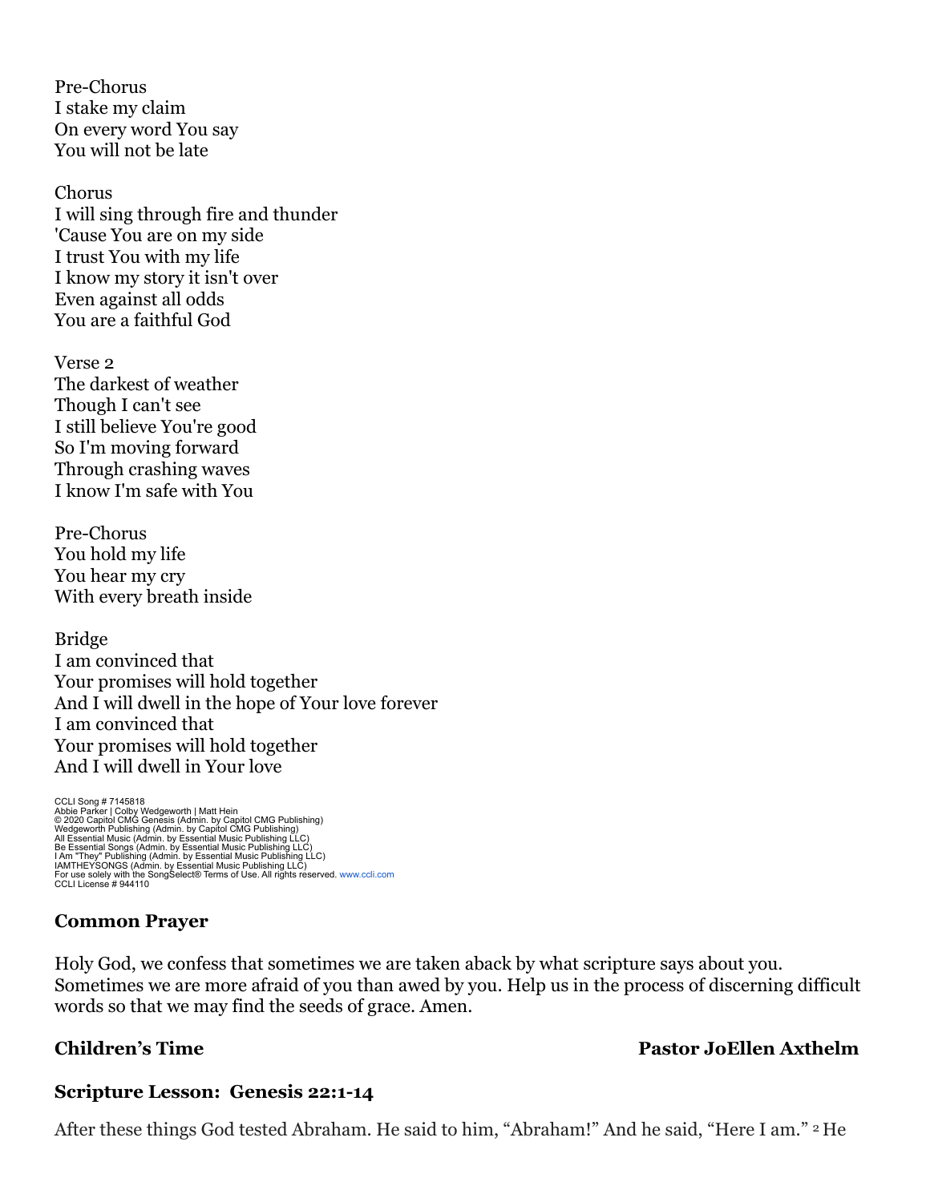Pre-Chorus
I stake my claim
On every word You say
You will not be late

Chorus
I will sing through fire and thunder
'Cause You are on my side
I trust You with my life
I know my story it isn't over
Even against all odds
You are a faithful God

Verse 2
The darkest of weather
Though I can't see
I still believe You're good
So I'm moving forward
Through crashing waves
I know I'm safe with You

Pre-Chorus
You hold my life
You hear my cry
With every breath inside

Bridge
I am convinced that
Your promises will hold together
And I will dwell in the hope of Your love forever
I am convinced that
Your promises will hold together
And I will dwell in Your love

CCLI Song # 7145818
Abbie Parker | Colby Wedgeworth | Matt Hein
© 2020 Capitol CMG Genesis (Admin. by Capitol CMG Publishing)
Wedgeworth Publishing (Admin. by Capitol CMG Publishing)
All Essential Music (Admin. by Essential Music Publishing LLC)
Be Essential Songs (Admin. by Essential Music Publishing LLC)
I Am "They" Publishing (Admin. by Essential Music Publishing LLC)
IAMTHEYSONGS (Admin. by Essential Music Publishing LLC)
For use solely with the SongSelect® Terms of Use. All rights reserved. www.ccli.com
CCLI License # 944110

## Common Prayer

Holy God, we confess that sometimes we are taken aback by what scripture says about you. Sometimes we are more afraid of you than awed by you. Help us in the process of discerning difficult words so that we may find the seeds of grace. Amen.

## Children's Time — Pastor JoEllen Axthelm

## Scripture Lesson: Genesis 22:1-14

After these things God tested Abraham. He said to him, "Abraham!" And he said, "Here I am." [2] He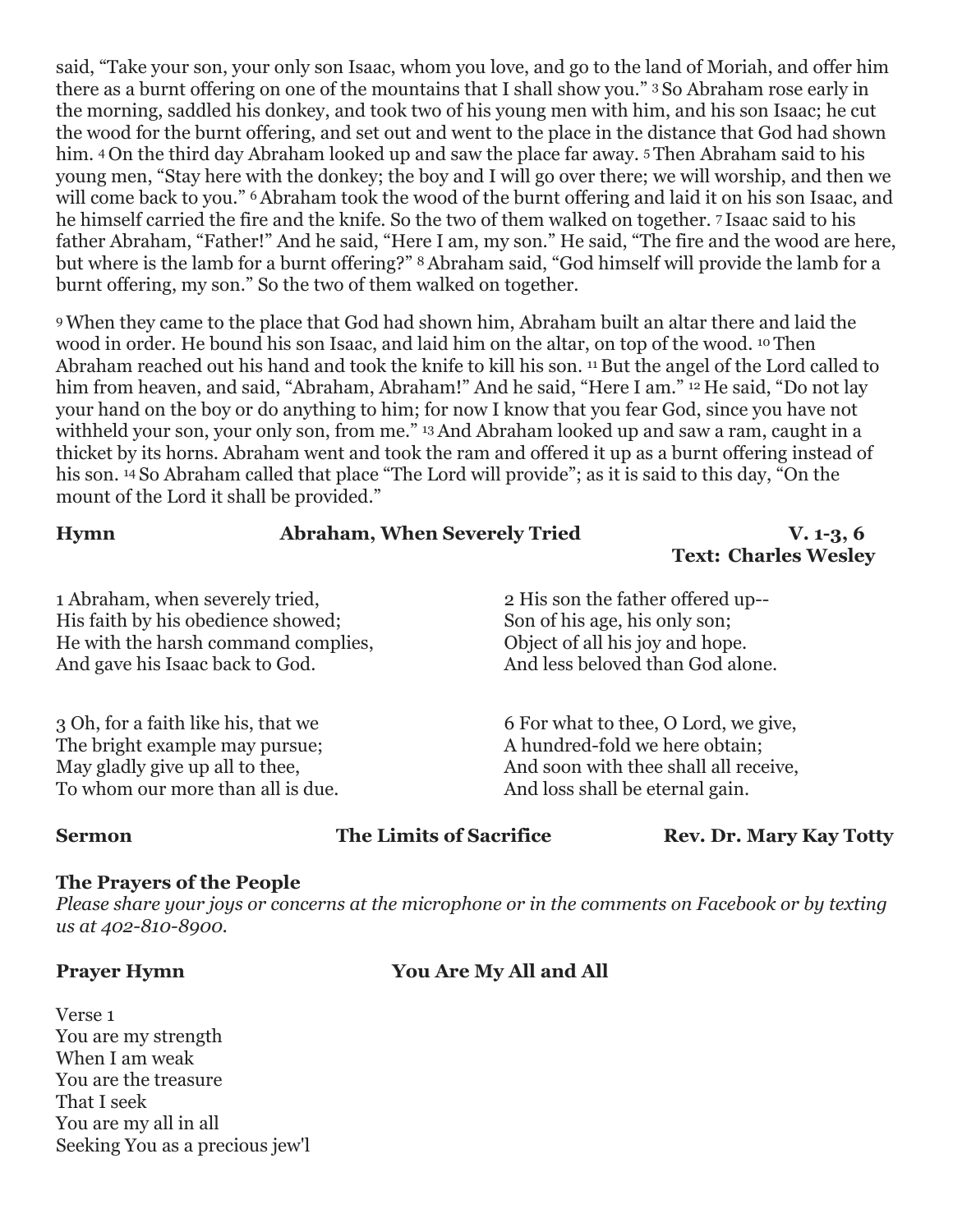said, “Take your son, your only son Isaac, whom you love, and go to the land of Moriah, and offer him there as a burnt offering on one of the mountains that I shall show you.” 3 So Abraham rose early in the morning, saddled his donkey, and took two of his young men with him, and his son Isaac; he cut the wood for the burnt offering, and set out and went to the place in the distance that God had shown him. 4 On the third day Abraham looked up and saw the place far away. 5 Then Abraham said to his young men, “Stay here with the donkey; the boy and I will go over there; we will worship, and then we will come back to you.” 6 Abraham took the wood of the burnt offering and laid it on his son Isaac, and he himself carried the fire and the knife. So the two of them walked on together. 7 Isaac said to his father Abraham, “Father!” And he said, “Here I am, my son.” He said, “The fire and the wood are here, but where is the lamb for a burnt offering?” 8 Abraham said, “God himself will provide the lamb for a burnt offering, my son.” So the two of them walked on together.

9 When they came to the place that God had shown him, Abraham built an altar there and laid the wood in order. He bound his son Isaac, and laid him on the altar, on top of the wood. 10 Then Abraham reached out his hand and took the knife to kill his son. 11 But the angel of the Lord called to him from heaven, and said, “Abraham, Abraham!” And he said, “Here I am.” 12 He said, “Do not lay your hand on the boy or do anything to him; for now I know that you fear God, since you have not withheld your son, your only son, from me.” 13 And Abraham looked up and saw a ram, caught in a thicket by its horns. Abraham went and took the ram and offered it up as a burnt offering instead of his son. 14 So Abraham called that place “The Lord will provide”; as it is said to this day, “On the mount of the Lord it shall be provided.”

**Hymn** **Abraham, When Severely Tried** **V. 1-3, 6**
**Text: Charles Wesley**

1 Abraham, when severely tried,
His faith by his obedience showed;
He with the harsh command complies,
And gave his Isaac back to God.

2 His son the father offered up--
Son of his age, his only son;
Object of all his joy and hope.
And less beloved than God alone.

3 Oh, for a faith like his, that we
The bright example may pursue;
May gladly give up all to thee,
To whom our more than all is due.

6 For what to thee, O Lord, we give,
A hundred-fold we here obtain;
And soon with thee shall all receive,
And loss shall be eternal gain.

**Sermon** **The Limits of Sacrifice** **Rev. Dr. Mary Kay Totty**

**The Prayers of the People**
*Please share your joys or concerns at the microphone or in the comments on Facebook or by texting us at 402-810-8900.*

**Prayer Hymn** **You Are My All and All**

Verse 1
You are my strength
When I am weak
You are the treasure
That I seek
You are my all in all
Seeking You as a precious jew'l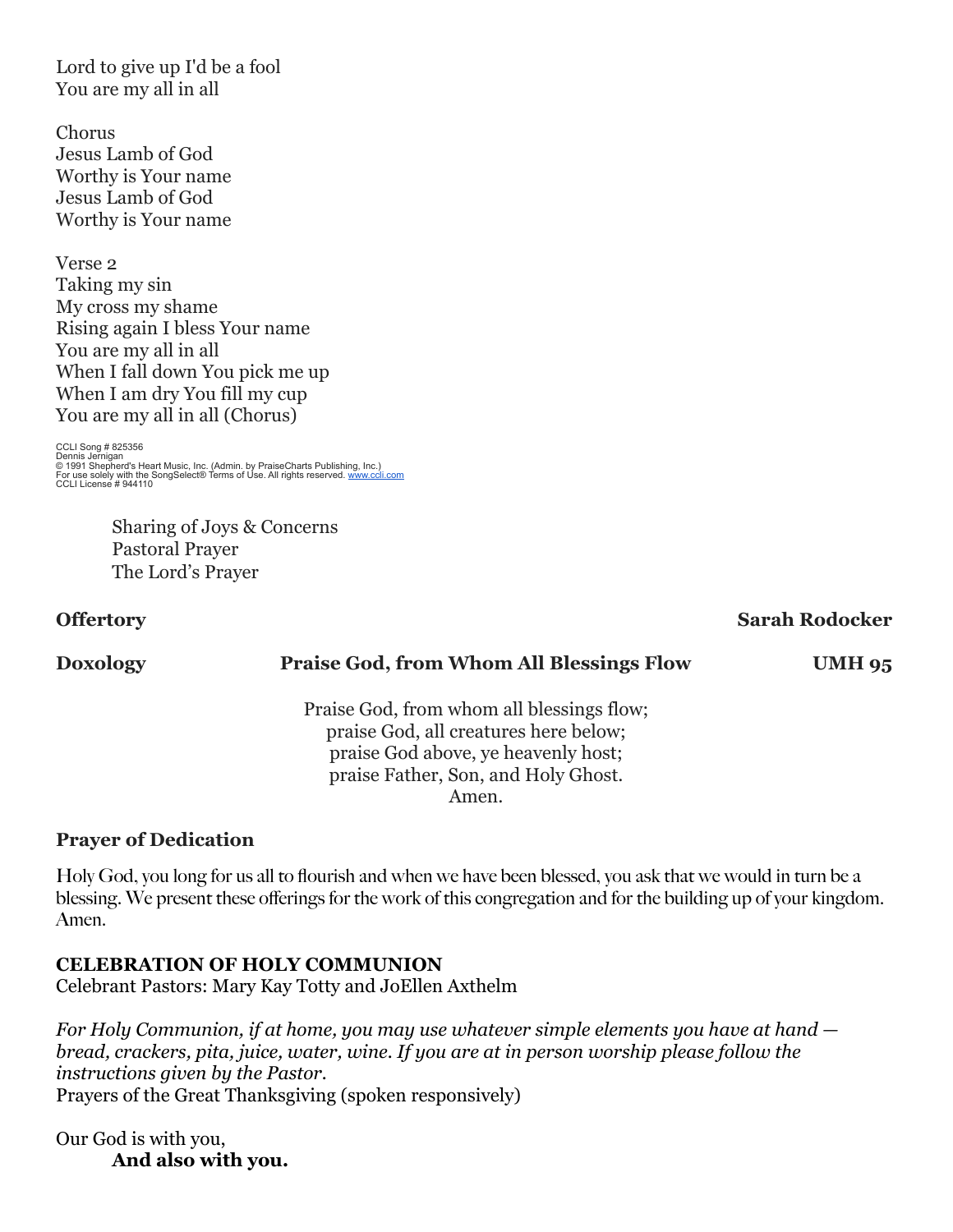Lord to give up I'd be a fool
You are my all in all

Chorus
Jesus Lamb of God
Worthy is Your name
Jesus Lamb of God
Worthy is Your name

Verse 2
Taking my sin
My cross my shame
Rising again I bless Your name
You are my all in all
When I fall down You pick me up
When I am dry You fill my cup
You are my all in all (Chorus)

CCLI Song # 825356
Dennis Jernigan
© 1991 Shepherd's Heart Music, Inc. (Admin. by PraiseCharts Publishing, Inc.)
For use solely with the SongSelect® Terms of Use. All rights reserved. www.ccli.com
CCLI License # 944110

Sharing of Joys & Concerns
Pastoral Prayer
The Lord's Prayer

**Offertory** **Sarah Rodocker**

**Doxology** **Praise God, from Whom All Blessings Flow** **UMH 95**

Praise God, from whom all blessings flow;
praise God, all creatures here below;
praise God above, ye heavenly host;
praise Father, Son, and Holy Ghost.
Amen.

**Prayer of Dedication**

Holy God, you long for us all to flourish and when we have been blessed, you ask that we would in turn be a blessing. We present these offerings for the work of this congregation and for the building up of your kingdom. Amen.

**CELEBRATION OF HOLY COMMUNION**
Celebrant Pastors: Mary Kay Totty and JoEllen Axthelm

*For Holy Communion, if at home, you may use whatever simple elements you have at hand — bread, crackers, pita, juice, water, wine. If you are at in person worship please follow the instructions given by the Pastor.*
Prayers of the Great Thanksgiving (spoken responsively)

Our God is with you,
**And also with you.**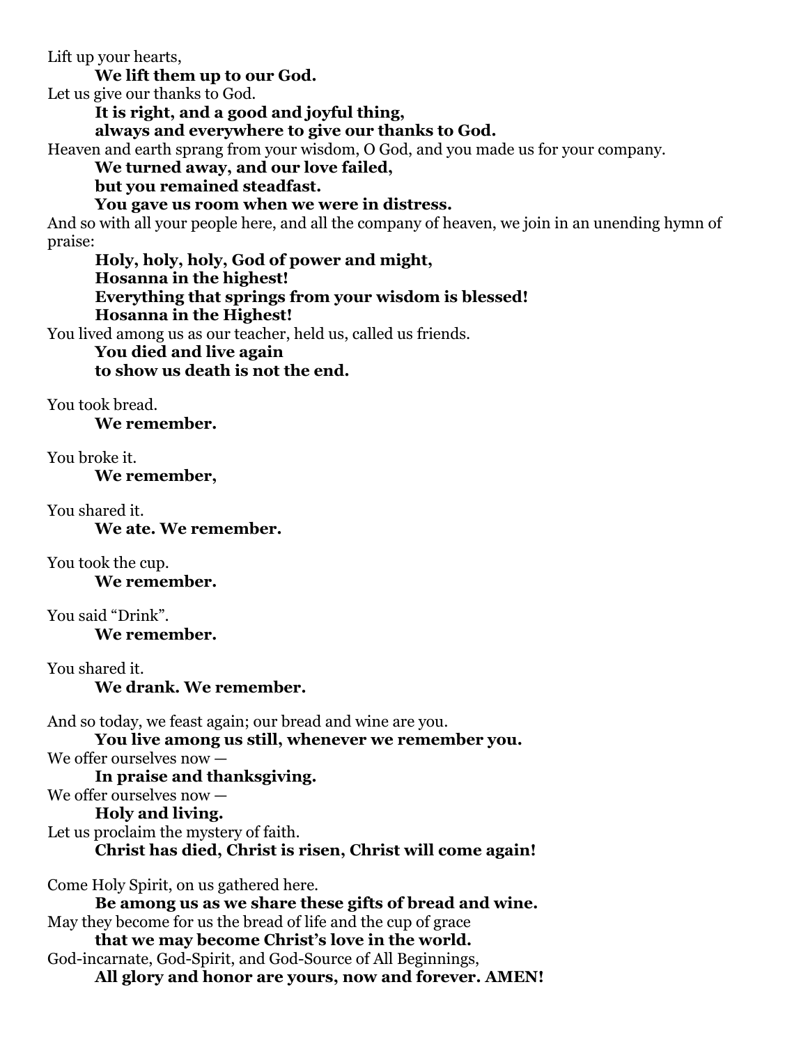Lift up your hearts,

**We lift them up to our God.**

Let us give our thanks to God.

**It is right, and a good and joyful thing,**
**always and everywhere to give our thanks to God.**

Heaven and earth sprang from your wisdom, O God, and you made us for your company.

**We turned away, and our love failed,**
**but you remained steadfast.**
**You gave us room when we were in distress.**

And so with all your people here, and all the company of heaven, we join in an unending hymn of praise:

**Holy, holy, holy, God of power and might,**
**Hosanna in the highest!**
**Everything that springs from your wisdom is blessed!**
**Hosanna in the Highest!**

You lived among us as our teacher, held us, called us friends.

**You died and live again**
**to show us death is not the end.**

You took bread.

**We remember.**

You broke it.

**We remember,**

You shared it.

**We ate. We remember.**

You took the cup.

**We remember.**

You said "Drink".

**We remember.**

You shared it.

**We drank. We remember.**

And so today, we feast again; our bread and wine are you.

**You live among us still, whenever we remember you.**

We offer ourselves now —

**In praise and thanksgiving.**

We offer ourselves now —

**Holy and living.**

Let us proclaim the mystery of faith.

**Christ has died, Christ is risen, Christ will come again!**

Come Holy Spirit, on us gathered here.

**Be among us as we share these gifts of bread and wine.**

May they become for us the bread of life and the cup of grace

**that we may become Christ's love in the world.**

God-incarnate, God-Spirit, and God-Source of All Beginnings,

**All glory and honor are yours, now and forever. AMEN!**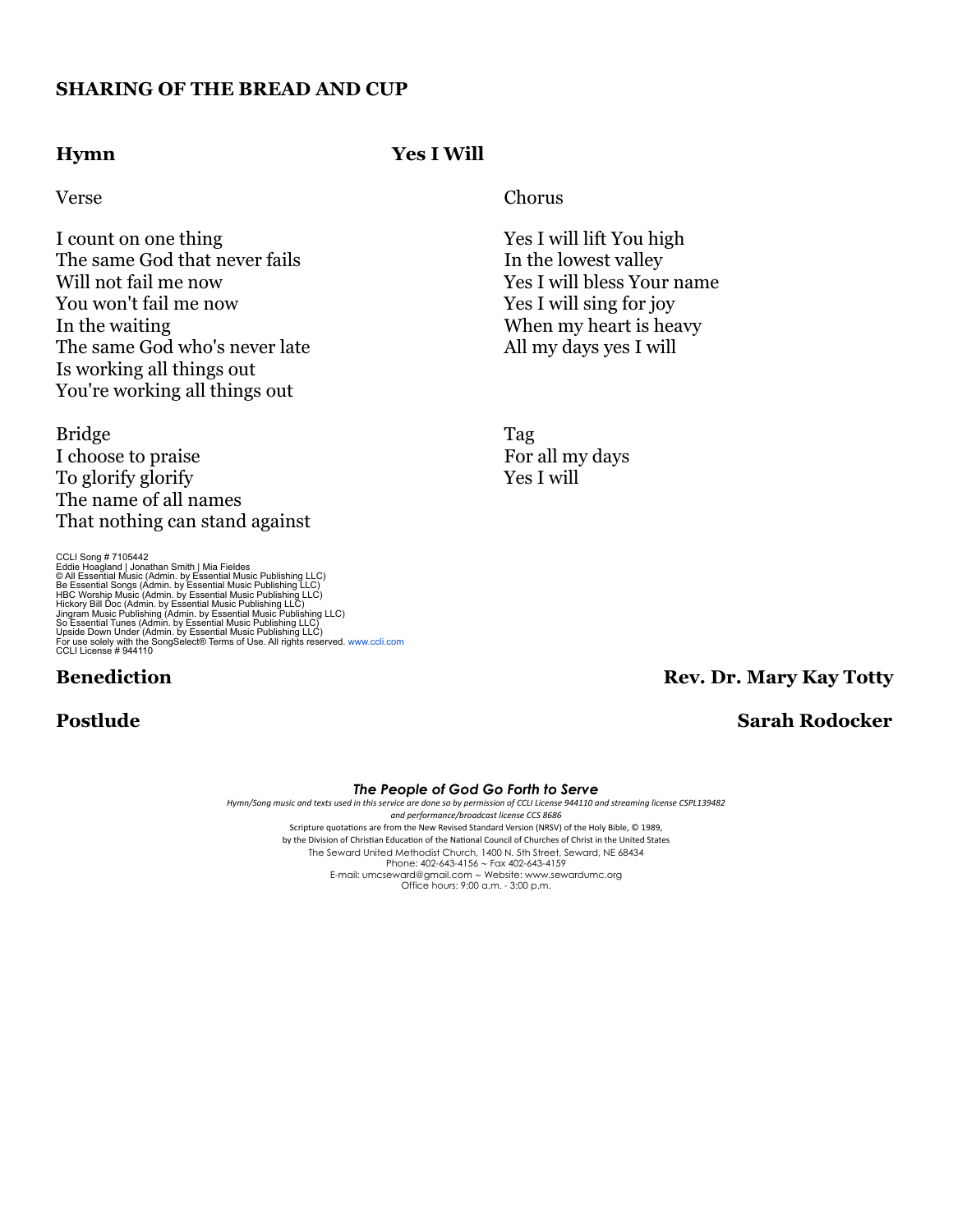**SHARING OF THE BREAD AND CUP**

**Hymn** **Yes I Will**

Verse

I count on one thing
The same God that never fails
Will not fail me now
You won't fail me now
In the waiting
The same God who's never late
Is working all things out
You're working all things out

Chorus

Yes I will lift You high
In the lowest valley
Yes I will bless Your name
Yes I will sing for joy
When my heart is heavy
All my days yes I will

Bridge
I choose to praise
To glorify glorify
The name of all names
That nothing can stand against

Tag
For all my days
Yes I will

CCLI Song # 7105442
Eddie Hoagland | Jonathan Smith | Mia Fieldes
© All Essential Music (Admin. by Essential Music Publishing LLC)
Be Essential Songs (Admin. by Essential Music Publishing LLC)
HBC Worship Music (Admin. by Essential Music Publishing LLC)
Hickory Bill Doc (Admin. by Essential Music Publishing LLC)
Jingram Music Publishing (Admin. by Essential Music Publishing LLC)
So Essential Tunes (Admin. by Essential Music Publishing LLC)
Upside Down Under (Admin. by Essential Music Publishing LLC)
For use solely with the SongSelect® Terms of Use. All rights reserved. www.ccli.com
CCLI License # 944110

**Benediction** **Rev. Dr. Mary Kay Totty**

**Postlude** **Sarah Rodocker**

***The People of God Go Forth to Serve***

*Hymn/Song music and texts used in this service are done so by permission of CCLI License 944110 and streaming license CSPL139482 and performance/broadcast license CCS 8686*

Scripture quotations are from the New Revised Standard Version (NRSV) of the Holy Bible, © 1989, by the Division of Christian Education of the National Council of Churches of Christ in the United States

The Seward United Methodist Church, 1400 N. 5th Street, Seward, NE 68434
Phone: 402-643-4156 ~ Fax 402-643-4159
E-mail: umcseward@gmail.com ~ Website: www.sewardumc.org
Office hours: 9:00 a.m. - 3:00 p.m.